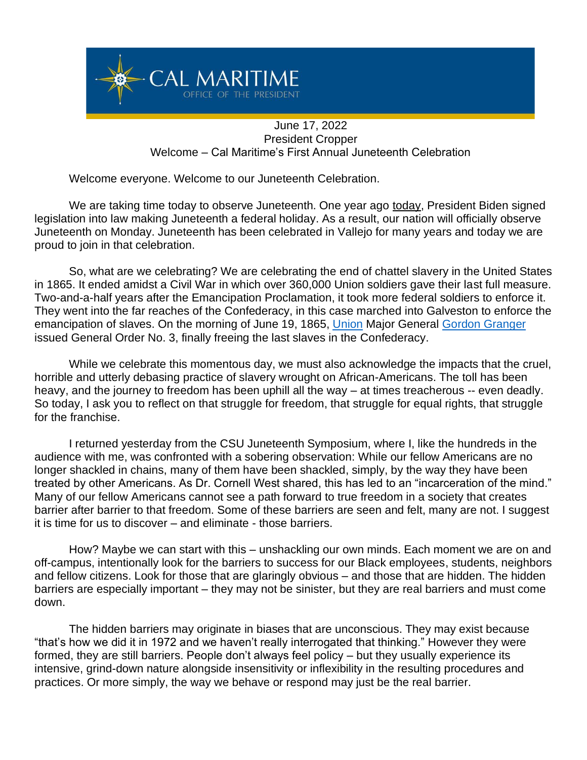CAL MARITIME
OFFICE OF THE PRESIDENT

June 17, 2022
President Cropper
Welcome – Cal Maritime's First Annual Juneteenth Celebration

Welcome everyone. Welcome to our Juneteenth Celebration.

We are taking time today to observe Juneteenth. One year ago today, President Biden signed legislation into law making Juneteenth a federal holiday. As a result, our nation will officially observe Juneteenth on Monday. Juneteenth has been celebrated in Vallejo for many years and today we are proud to join in that celebration.

So, what are we celebrating? We are celebrating the end of chattel slavery in the United States in 1865. It ended amidst a Civil War in which over 360,000 Union soldiers gave their last full measure. Two-and-a-half years after the Emancipation Proclamation, it took more federal soldiers to enforce it. They went into the far reaches of the Confederacy, in this case marched into Galveston to enforce the emancipation of slaves. On the morning of June 19, 1865, Union Major General Gordon Granger issued General Order No. 3, finally freeing the last slaves in the Confederacy.

While we celebrate this momentous day, we must also acknowledge the impacts that the cruel, horrible and utterly debasing practice of slavery wrought on African-Americans. The toll has been heavy, and the journey to freedom has been uphill all the way – at times treacherous -- even deadly. So today, I ask you to reflect on that struggle for freedom, that struggle for equal rights, that struggle for the franchise.

I returned yesterday from the CSU Juneteenth Symposium, where I, like the hundreds in the audience with me, was confronted with a sobering observation: While our fellow Americans are no longer shackled in chains, many of them have been shackled, simply, by the way they have been treated by other Americans. As Dr. Cornell West shared, this has led to an "incarceration of the mind." Many of our fellow Americans cannot see a path forward to true freedom in a society that creates barrier after barrier to that freedom. Some of these barriers are seen and felt, many are not. I suggest it is time for us to discover – and eliminate - those barriers.

How? Maybe we can start with this – unshackling our own minds. Each moment we are on and off-campus, intentionally look for the barriers to success for our Black employees, students, neighbors and fellow citizens. Look for those that are glaringly obvious – and those that are hidden. The hidden barriers are especially important – they may not be sinister, but they are real barriers and must come down.

The hidden barriers may originate in biases that are unconscious. They may exist because "that's how we did it in 1972 and we haven't really interrogated that thinking." However they were formed, they are still barriers. People don't always feel policy – but they usually experience its intensive, grind-down nature alongside insensitivity or inflexibility in the resulting procedures and practices. Or more simply, the way we behave or respond may just be the real barrier.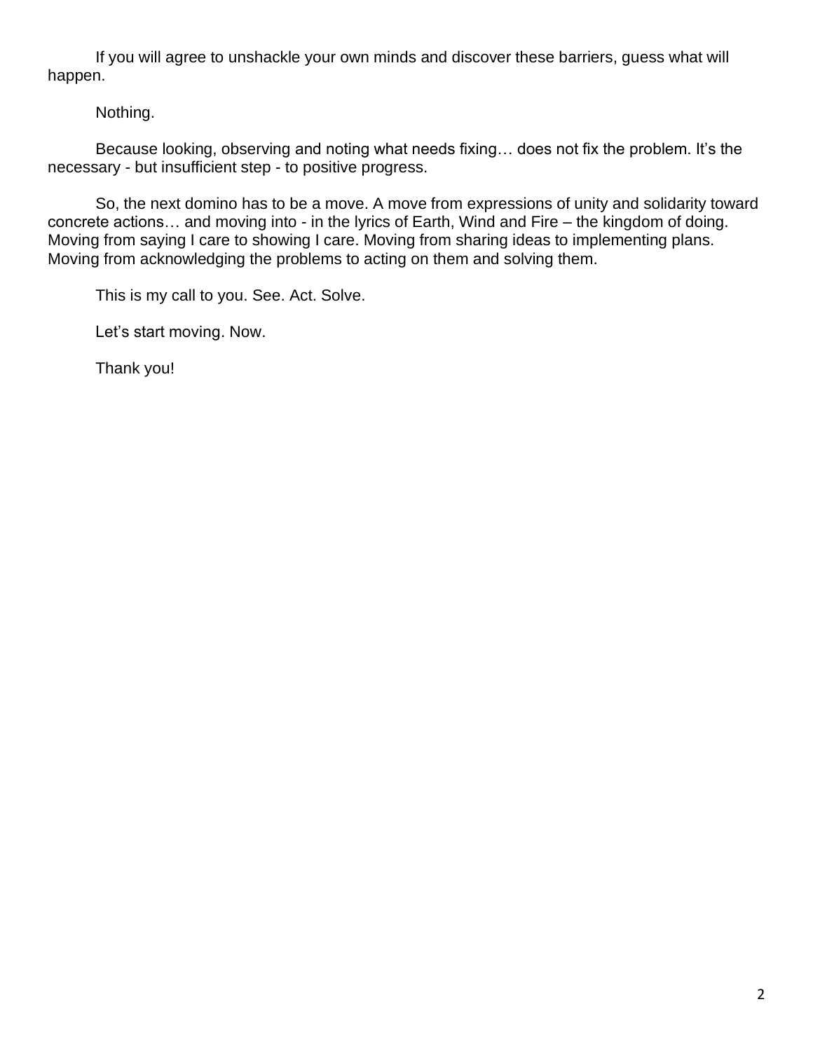If you will agree to unshackle your own minds and discover these barriers, guess what will happen.

Nothing.

Because looking, observing and noting what needs fixing… does not fix the problem. It's the necessary - but insufficient step - to positive progress.

So, the next domino has to be a move. A move from expressions of unity and solidarity toward concrete actions… and moving into - in the lyrics of Earth, Wind and Fire – the kingdom of doing. Moving from saying I care to showing I care. Moving from sharing ideas to implementing plans. Moving from acknowledging the problems to acting on them and solving them.

This is my call to you. See. Act. Solve.

Let's start moving. Now.

Thank you!